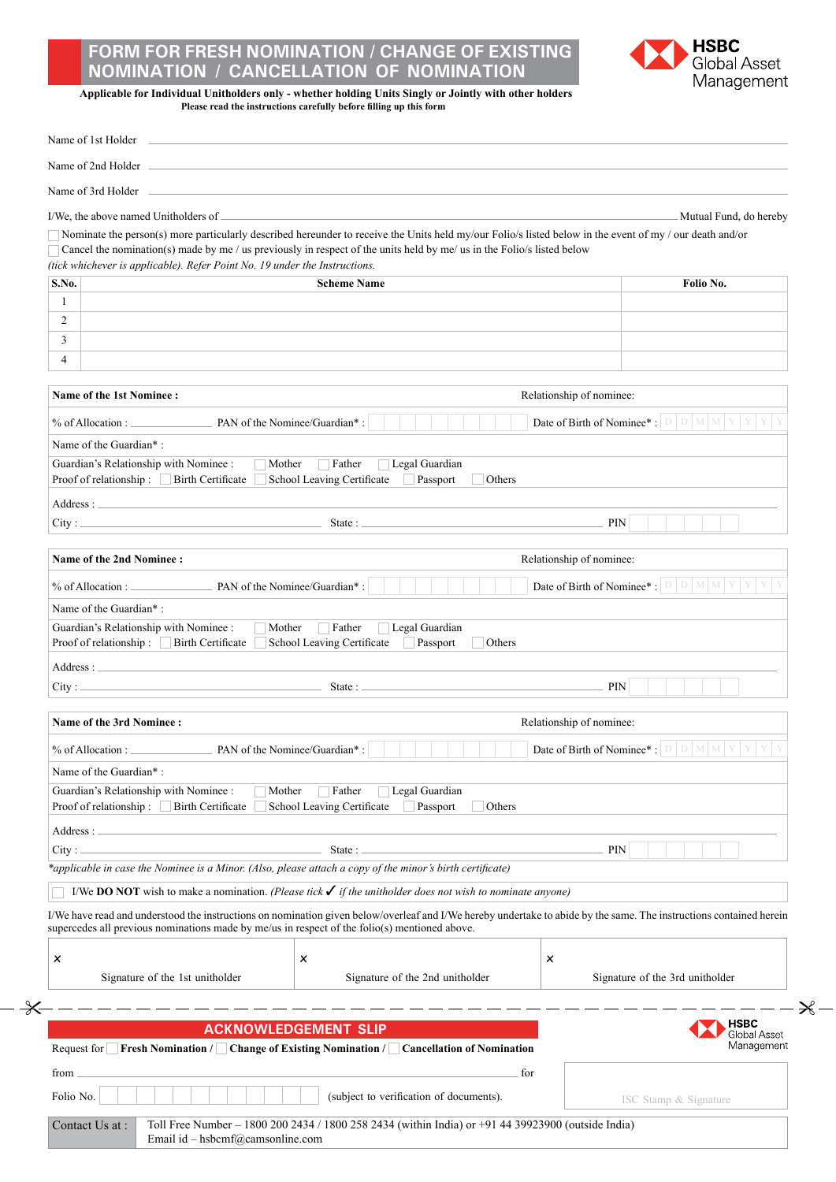# FORM FOR FRESH NOMINATION / CHANGE OF EXISTING NOMINATION / CANCELLATION OF NOMINATION

HSBC Global Asset Management

**Applicable for Individual Unitholders only - whether holding Units Singly or Jointly with other holders**
**Please read the instructions carefully before filling up this form**

Name of 1st Holder ______________________________

Name of 2nd Holder ______________________________

Name of 3rd Holder ______________________________

I/We, the above named Unitholders of ______________________________ Mutual Fund, do hereby

☐ Nominate the person(s) more particularly described hereunder to receive the Units held my/our Folio/s listed below in the event of my / our death and/or
☐ Cancel the nomination(s) made by me / us previously in respect of the units held by me/ us in the Folio/s listed below

*(tick whichever is applicable). Refer Point No. 19 under the Instructions.*

| S.No. | Scheme Name | Folio No. |
|---|---|---|
| 1 | | |
| 2 | | |
| 3 | | |
| 4 | | |

**Name of the 1st Nominee :** Relationship of nominee:

% of Allocation : __________ PAN of the Nominee/Guardian* : ☐☐☐☐☐☐☐☐☐☐ Date of Birth of Nominee* : D D M M Y Y Y Y

Name of the Guardian* :

Guardian's Relationship with Nominee : ☐ Mother ☐ Father ☐ Legal Guardian
Proof of relationship : ☐ Birth Certificate ☐ School Leaving Certificate ☐ Passport ☐ Others

Address : ______________________________

City : ______________ State : ______________ PIN ☐☐☐☐☐☐

**Name of the 2nd Nominee :** Relationship of nominee:

% of Allocation : __________ PAN of the Nominee/Guardian* : ☐☐☐☐☐☐☐☐☐☐ Date of Birth of Nominee* : D D M M Y Y Y Y

Name of the Guardian* :

Guardian's Relationship with Nominee : ☐ Mother ☐ Father ☐ Legal Guardian
Proof of relationship : ☐ Birth Certificate ☐ School Leaving Certificate ☐ Passport ☐ Others

Address : ______________________________

City : ______________ State : ______________ PIN ☐☐☐☐☐☐

**Name of the 3rd Nominee :** Relationship of nominee:

% of Allocation : __________ PAN of the Nominee/Guardian* : ☐☐☐☐☐☐☐☐☐☐ Date of Birth of Nominee* : D D M M Y Y Y Y

Name of the Guardian* :

Guardian's Relationship with Nominee : ☐ Mother ☐ Father ☐ Legal Guardian
Proof of relationship : ☐ Birth Certificate ☐ School Leaving Certificate ☐ Passport ☐ Others

Address : ______________________________

City : ______________ State : ______________ PIN ☐☐☐☐☐☐

*\*applicable in case the Nominee is a Minor. (Also, please attach a copy of the minor's birth certificate)*

☐ I/We **DO NOT** wish to make a nomination. *(Please tick ✓ if the unitholder does not wish to nominate anyone)*

I/We have read and understood the instructions on nomination given below/overleaf and I/We hereby undertake to abide by the same. The instructions contained herein supercedes all previous nominations made by me/us in respect of the folio(s) mentioned above.

| × Signature of the 1st unitholder | × Signature of the 2nd unitholder | × Signature of the 3rd unitholder |
|---|---|---|

---

## ACKNOWLEDGEMENT SLIP

HSBC Global Asset Management

Request for ☐ **Fresh Nomination** / ☐ **Change of Existing Nomination** / ☐ **Cancellation of Nomination**

from ______________________________ for

Folio No. ☐☐☐☐☐☐☐☐☐☐☐☐ (subject to verification of documents).

ISC Stamp & Signature

Contact Us at : Toll Free Number – 1800 200 2434 / 1800 258 2434 (within India) or +91 44 39923900 (outside India)
Email id – hsbcmf@camsonline.com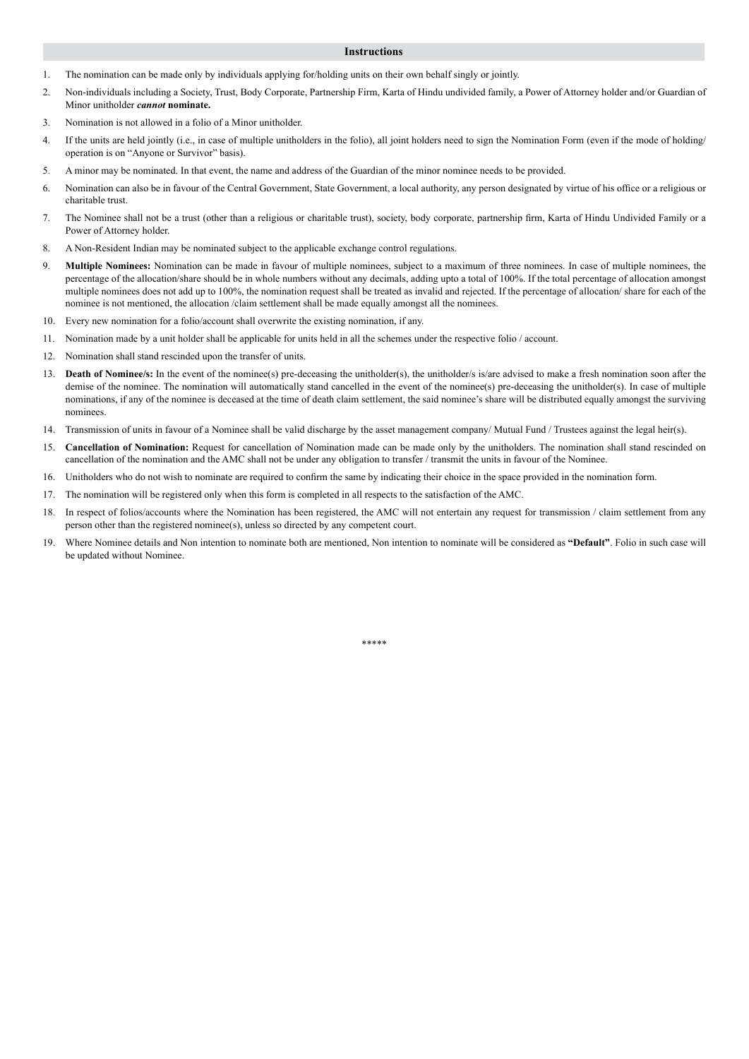## Instructions

1. The nomination can be made only by individuals applying for/holding units on their own behalf singly or jointly.
2. Non-individuals including a Society, Trust, Body Corporate, Partnership Firm, Karta of Hindu undivided family, a Power of Attorney holder and/or Guardian of Minor unitholder ***cannot*** **nominate.**
3. Nomination is not allowed in a folio of a Minor unitholder.
4. If the units are held jointly (i.e., in case of multiple unitholders in the folio), all joint holders need to sign the Nomination Form (even if the mode of holding/ operation is on "Anyone or Survivor" basis).
5. A minor may be nominated. In that event, the name and address of the Guardian of the minor nominee needs to be provided.
6. Nomination can also be in favour of the Central Government, State Government, a local authority, any person designated by virtue of his office or a religious or charitable trust.
7. The Nominee shall not be a trust (other than a religious or charitable trust), society, body corporate, partnership firm, Karta of Hindu Undivided Family or a Power of Attorney holder.
8. A Non-Resident Indian may be nominated subject to the applicable exchange control regulations.
9. **Multiple Nominees:** Nomination can be made in favour of multiple nominees, subject to a maximum of three nominees. In case of multiple nominees, the percentage of the allocation/share should be in whole numbers without any decimals, adding upto a total of 100%. If the total percentage of allocation amongst multiple nominees does not add up to 100%, the nomination request shall be treated as invalid and rejected. If the percentage of allocation/ share for each of the nominee is not mentioned, the allocation /claim settlement shall be made equally amongst all the nominees.
10. Every new nomination for a folio/account shall overwrite the existing nomination, if any.
11. Nomination made by a unit holder shall be applicable for units held in all the schemes under the respective folio / account.
12. Nomination shall stand rescinded upon the transfer of units.
13. **Death of Nominee/s:** In the event of the nominee(s) pre-deceasing the unitholder(s), the unitholder/s is/are advised to make a fresh nomination soon after the demise of the nominee. The nomination will automatically stand cancelled in the event of the nominee(s) pre-deceasing the unitholder(s). In case of multiple nominations, if any of the nominee is deceased at the time of death claim settlement, the said nominee's share will be distributed equally amongst the surviving nominees.
14. Transmission of units in favour of a Nominee shall be valid discharge by the asset management company/ Mutual Fund / Trustees against the legal heir(s).
15. **Cancellation of Nomination:** Request for cancellation of Nomination made can be made only by the unitholders. The nomination shall stand rescinded on cancellation of the nomination and the AMC shall not be under any obligation to transfer / transmit the units in favour of the Nominee.
16. Unitholders who do not wish to nominate are required to confirm the same by indicating their choice in the space provided in the nomination form.
17. The nomination will be registered only when this form is completed in all respects to the satisfaction of the AMC.
18. In respect of folios/accounts where the Nomination has been registered, the AMC will not entertain any request for transmission / claim settlement from any person other than the registered nominee(s), unless so directed by any competent court.
19. Where Nominee details and Non intention to nominate both are mentioned, Non intention to nominate will be considered as **"Default"**. Folio in such case will be updated without Nominee.

*****